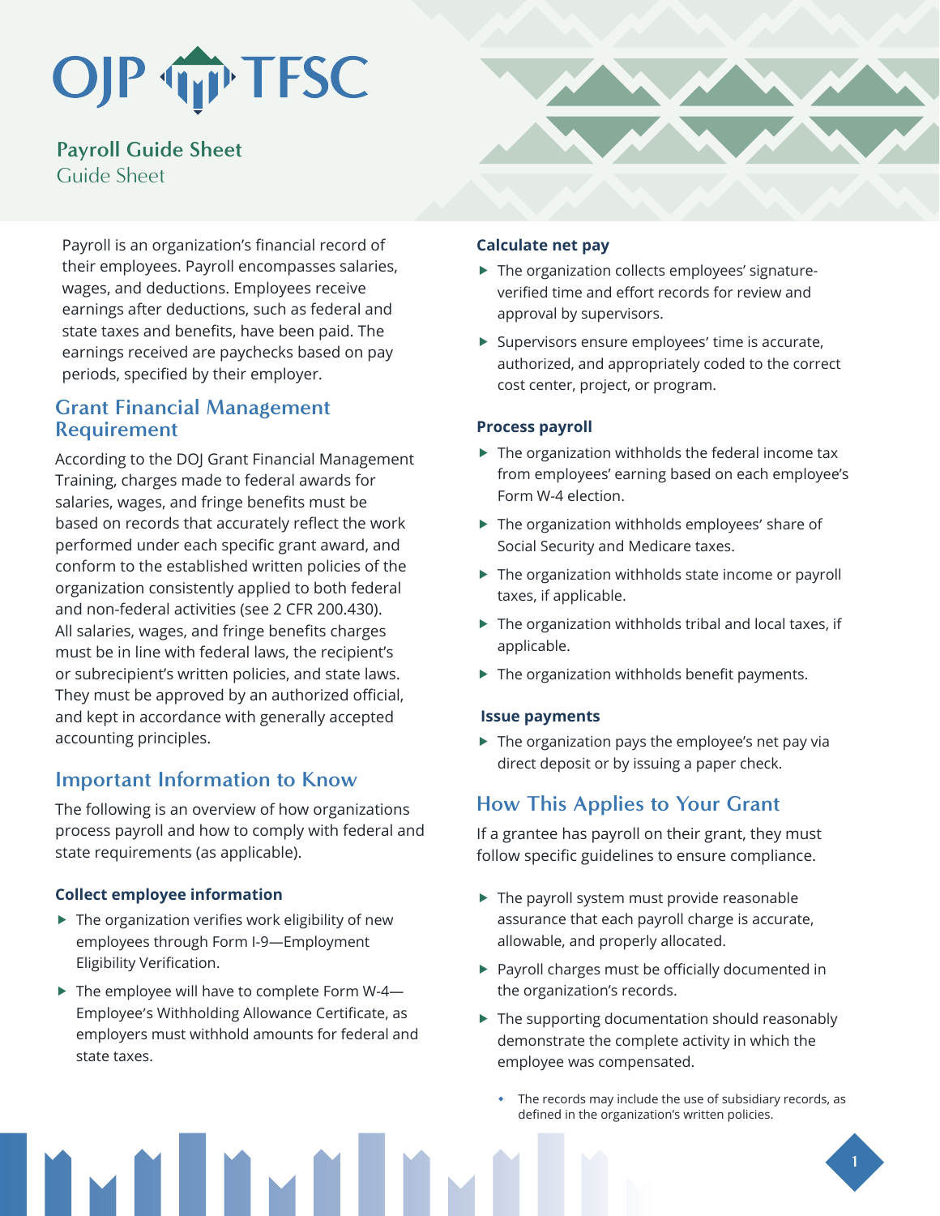OJP TFSC

# Payroll Guide Sheet

Guide Sheet

Payroll is an organization's financial record of their employees. Payroll encompasses salaries, wages, and deductions. Employees receive earnings after deductions, such as federal and state taxes and benefits, have been paid. The earnings received are paychecks based on pay periods, specified by their employer.

## Grant Financial Management Requirement

According to the DOJ Grant Financial Management Training, charges made to federal awards for salaries, wages, and fringe benefits must be based on records that accurately reflect the work performed under each specific grant award, and conform to the established written policies of the organization consistently applied to both federal and non-federal activities (see 2 CFR 200.430). All salaries, wages, and fringe benefits charges must be in line with federal laws, the recipient's or subrecipient's written policies, and state laws. They must be approved by an authorized official, and kept in accordance with generally accepted accounting principles.

## Important Information to Know

The following is an overview of how organizations process payroll and how to comply with federal and state requirements (as applicable).

### Collect employee information

- The organization verifies work eligibility of new employees through Form I-9—Employment Eligibility Verification.
- The employee will have to complete Form W-4—Employee's Withholding Allowance Certificate, as employers must withhold amounts for federal and state taxes.

### Calculate net pay

- The organization collects employees' signature-verified time and effort records for review and approval by supervisors.
- Supervisors ensure employees' time is accurate, authorized, and appropriately coded to the correct cost center, project, or program.

### Process payroll

- The organization withholds the federal income tax from employees' earning based on each employee's Form W-4 election.
- The organization withholds employees' share of Social Security and Medicare taxes.
- The organization withholds state income or payroll taxes, if applicable.
- The organization withholds tribal and local taxes, if applicable.
- The organization withholds benefit payments.

### Issue payments

- The organization pays the employee's net pay via direct deposit or by issuing a paper check.

## How This Applies to Your Grant

If a grantee has payroll on their grant, they must follow specific guidelines to ensure compliance.

- The payroll system must provide reasonable assurance that each payroll charge is accurate, allowable, and properly allocated.
- Payroll charges must be officially documented in the organization's records.
- The supporting documentation should reasonably demonstrate the complete activity in which the employee was compensated.
  - The records may include the use of subsidiary records, as defined in the organization's written policies.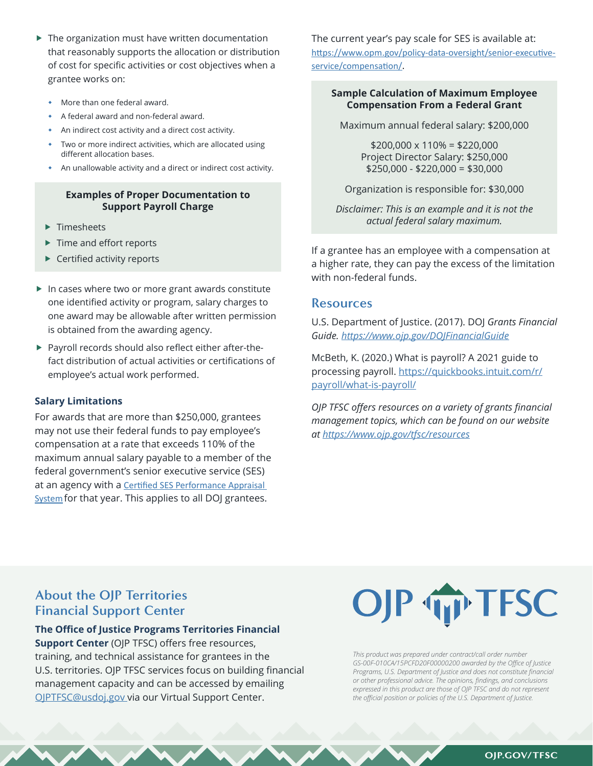- The organization must have written documentation that reasonably supports the allocation or distribution of cost for specific activities or cost objectives when a grantee works on:
  - More than one federal award.
  - A federal award and non-federal award.
  - An indirect cost activity and a direct cost activity.
  - Two or more indirect activities, which are allocated using different allocation bases.
  - An unallowable activity and a direct or indirect cost activity.

**Examples of Proper Documentation to Support Payroll Charge**

- Timesheets
- Time and effort reports
- Certified activity reports

- In cases where two or more grant awards constitute one identified activity or program, salary charges to one award may be allowable after written permission is obtained from the awarding agency.
- Payroll records should also reflect either after-the-fact distribution of actual activities or certifications of employee's actual work performed.

### Salary Limitations

For awards that are more than $250,000, grantees may not use their federal funds to pay employee's compensation at a rate that exceeds 110% of the maximum annual salary payable to a member of the federal government's senior executive service (SES) at an agency with a Certified SES Performance Appraisal System for that year. This applies to all DOJ grantees.

The current year's pay scale for SES is available at: https://www.opm.gov/policy-data-oversight/senior-executive-service/compensation/.

**Sample Calculation of Maximum Employee Compensation From a Federal Grant**

Maximum annual federal salary: $200,000

$200,000 x 110% = $220,000
Project Director Salary: $250,000
$250,000 - $220,000 = $30,000

Organization is responsible for: $30,000

*Disclaimer: This is an example and it is not the actual federal salary maximum.*

If a grantee has an employee with a compensation at a higher rate, they can pay the excess of the limitation with non-federal funds.

## Resources

U.S. Department of Justice. (2017). DOJ *Grants Financial Guide*. https://www.ojp.gov/DOJFinancialGuide

McBeth, K. (2020.) What is payroll? A 2021 guide to processing payroll. https://quickbooks.intuit.com/r/payroll/what-is-payroll/

*OJP TFSC offers resources on a variety of grants financial management topics, which can be found on our website at https://www.ojp.gov/tfsc/resources*

## About the OJP Territories Financial Support Center

**The Office of Justice Programs Territories Financial Support Center** (OJP TFSC) offers free resources, training, and technical assistance for grantees in the U.S. territories. OJP TFSC services focus on building financial management capacity and can be accessed by emailing OJPTFSC@usdoj.gov via our Virtual Support Center.

OJP TFSC

*This product was prepared under contract/call order number GS-00F-010CA/15PCFD20F00000200 awarded by the Office of Justice Programs, U.S. Department of Justice and does not constitute financial or other professional advice. The opinions, findings, and conclusions expressed in this product are those of OJP TFSC and do not represent the official position or policies of the U.S. Department of Justice.*

OJP.GOV/TFSC